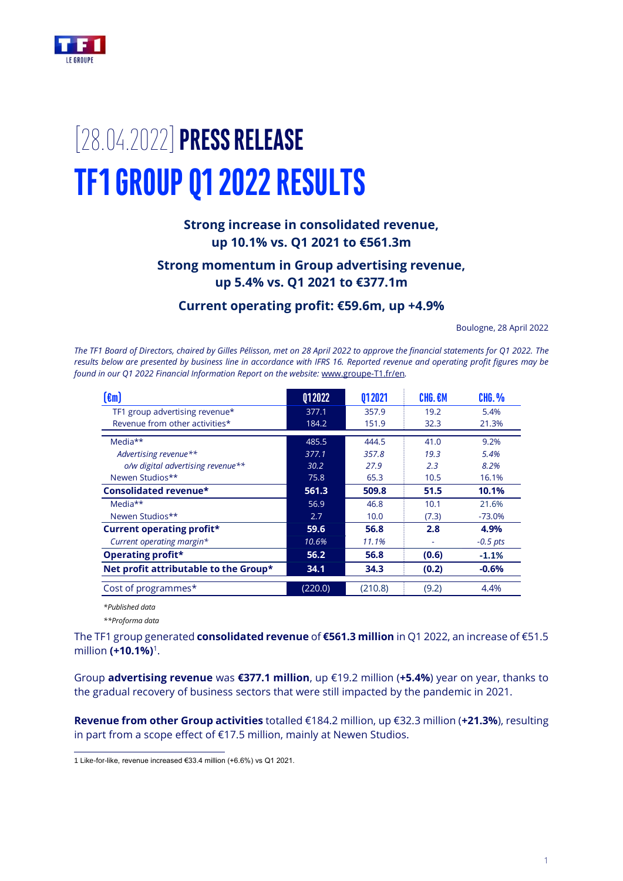# [28.04.2022] PRESS RELEASE

# TF1 GROUP Q1 2022 RESULTS

**Strong increase in consolidated revenue, up 10.1% vs. Q1 2021 to €561.3m**

**Strong momentum in Group advertising revenue, up 5.4% vs. Q1 2021 to €377.1m**

**Current operating profit: €59.6m, up +4.9%**

Boulogne, 28 April 2022

*The TF1 Board of Directors, chaired by Gilles Pélisson, met on 28 April 2022 to approve the financial statements for Q1 2022. The results below are presented by business line in accordance with IFRS 16. Reported revenue and operating profit figures may be found in our Q1 2022 Financial Information Report on the website: www.groupe-T1.fr/en.*

| (€m) | Q1 2022 | Q1 2021 | CHG. €M | CHG. % |
|---|---|---|---|---|
| TF1 group advertising revenue* | 377.1 | 357.9 | 19.2 | 5.4% |
| Revenue from other activities* | 184.2 | 151.9 | 32.3 | 21.3% |
| Media** | 485.5 | 444.5 | 41.0 | 9.2% |
| *Advertising revenue*** | *377.1* | *357.8* | *19.3* | *5.4%* |
| *o/w digital advertising revenue*** | *30.2* | *27.9* | *2.3* | *8.2%* |
| Newen Studios** | 75.8 | 65.3 | 10.5 | 16.1% |
| **Consolidated revenue*** | **561.3** | **509.8** | **51.5** | **10.1%** |
| Media** | 56.9 | 46.8 | 10.1 | 21.6% |
| Newen Studios** | 2.7 | 10.0 | (7.3) | -73.0% |
| **Current operating profit*** | **59.6** | **56.8** | **2.8** | **4.9%** |
| *Current operating margin** | *10.6%* | *11.1%* | - | *-0.5 pts* |
| **Operating profit*** | **56.2** | **56.8** | **(0.6)** | **-1.1%** |
| **Net profit attributable to the Group*** | **34.1** | **34.3** | **(0.2)** | **-0.6%** |
| Cost of programmes* | (220.0) | (210.8) | (9.2) | 4.4% |

*\*Published data*

*\*\*Proforma data*

The TF1 group generated **consolidated revenue** of **€561.3 million** in Q1 2022, an increase of €51.5 million **(+10.1%)**[1].

Group **advertising revenue** was **€377.1 million**, up €19.2 million (**+5.4%**) year on year, thanks to the gradual recovery of business sectors that were still impacted by the pandemic in 2021.

**Revenue from other Group activities** totalled €184.2 million, up €32.3 million (**+21.3%**), resulting in part from a scope effect of €17.5 million, mainly at Newen Studios.

1 Like-for-like, revenue increased €33.4 million (+6.6%) vs Q1 2021.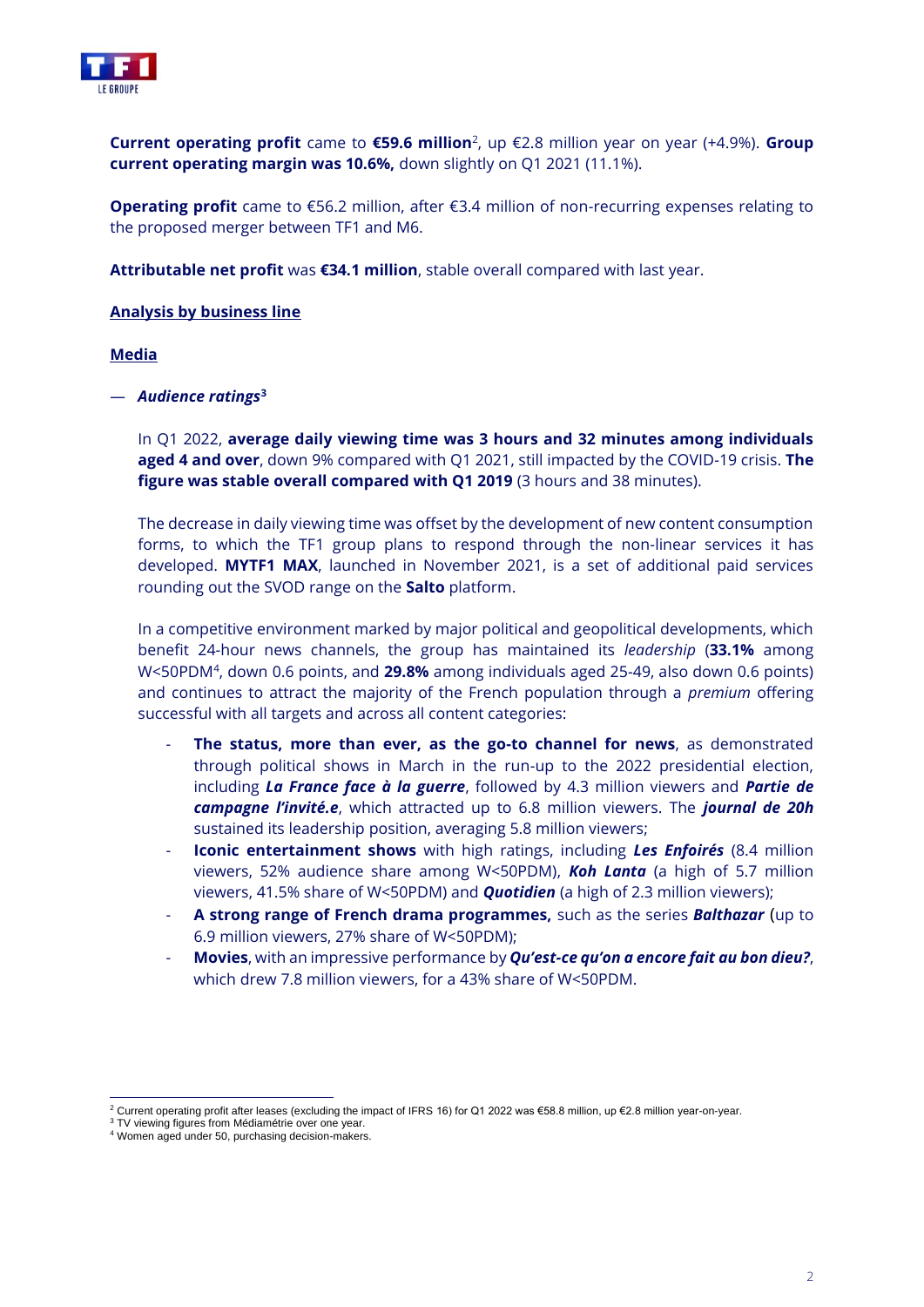**Current operating profit** came to **€59.6 million**[2], up €2.8 million year on year (+4.9%). **Group current operating margin was 10.6%,** down slightly on Q1 2021 (11.1%).

**Operating profit** came to €56.2 million, after €3.4 million of non-recurring expenses relating to the proposed merger between TF1 and M6.

**Attributable net profit** was **€34.1 million**, stable overall compared with last year.

**Analysis by business line**

**Media**

— ***Audience ratings***[3]

In Q1 2022, **average daily viewing time was 3 hours and 32 minutes among individuals aged 4 and over**, down 9% compared with Q1 2021, still impacted by the COVID-19 crisis. **The figure was stable overall compared with Q1 2019** (3 hours and 38 minutes).

The decrease in daily viewing time was offset by the development of new content consumption forms, to which the TF1 group plans to respond through the non-linear services it has developed. **MYTF1 MAX**, launched in November 2021, is a set of additional paid services rounding out the SVOD range on the **Salto** platform.

In a competitive environment marked by major political and geopolitical developments, which benefit 24-hour news channels, the group has maintained its *leadership* (**33.1%** among W<50PDM[4], down 0.6 points, and **29.8%** among individuals aged 25-49, also down 0.6 points) and continues to attract the majority of the French population through a *premium* offering successful with all targets and across all content categories:

- **The status, more than ever, as the go-to channel for news**, as demonstrated through political shows in March in the run-up to the 2022 presidential election, including ***La France face à la guerre***, followed by 4.3 million viewers and ***Partie de campagne l'invité.e***, which attracted up to 6.8 million viewers. The ***journal de 20h*** sustained its leadership position, averaging 5.8 million viewers;
- **Iconic entertainment shows** with high ratings, including ***Les Enfoirés*** (8.4 million viewers, 52% audience share among W<50PDM), ***Koh Lanta*** (a high of 5.7 million viewers, 41.5% share of W<50PDM) and ***Quotidien*** (a high of 2.3 million viewers);
- **A strong range of French drama programmes,** such as the series ***Balthazar*** (up to 6.9 million viewers, 27% share of W<50PDM);
- **Movies**, with an impressive performance by ***Qu'est-ce qu'on a encore fait au bon dieu?***, which drew 7.8 million viewers, for a 43% share of W<50PDM.

---

[2] Current operating profit after leases (excluding the impact of IFRS 16) for Q1 2022 was €58.8 million, up €2.8 million year-on-year.
[3] TV viewing figures from Médiamétrie over one year.
[4] Women aged under 50, purchasing decision-makers.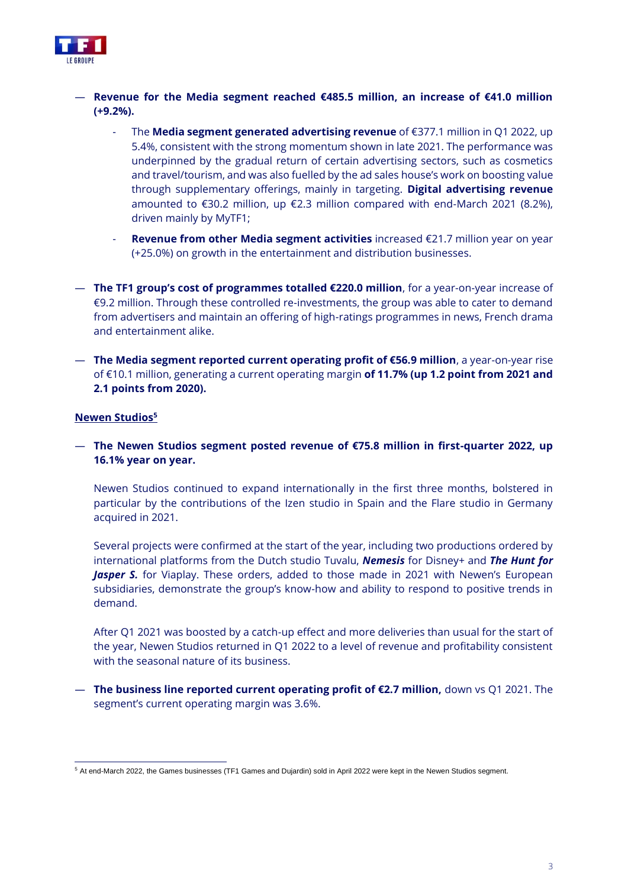— **Revenue for the Media segment reached €485.5 million, an increase of €41.0 million (+9.2%).**

- The **Media segment generated advertising revenue** of €377.1 million in Q1 2022, up 5.4%, consistent with the strong momentum shown in late 2021. The performance was underpinned by the gradual return of certain advertising sectors, such as cosmetics and travel/tourism, and was also fuelled by the ad sales house's work on boosting value through supplementary offerings, mainly in targeting. **Digital advertising revenue** amounted to €30.2 million, up €2.3 million compared with end-March 2021 (8.2%), driven mainly by MyTF1;
- **Revenue from other Media segment activities** increased €21.7 million year on year (+25.0%) on growth in the entertainment and distribution businesses.

— **The TF1 group's cost of programmes totalled €220.0 million**, for a year-on-year increase of €9.2 million. Through these controlled re-investments, the group was able to cater to demand from advertisers and maintain an offering of high-ratings programmes in news, French drama and entertainment alike.

— **The Media segment reported current operating profit of €56.9 million**, a year-on-year rise of €10.1 million, generating a current operating margin **of 11.7% (up 1.2 point from 2021 and 2.1 points from 2020).**

**Newen Studios[5]**

— **The Newen Studios segment posted revenue of €75.8 million in first-quarter 2022, up 16.1% year on year.**

Newen Studios continued to expand internationally in the first three months, bolstered in particular by the contributions of the Izen studio in Spain and the Flare studio in Germany acquired in 2021.

Several projects were confirmed at the start of the year, including two productions ordered by international platforms from the Dutch studio Tuvalu, ***Nemesis*** for Disney+ and ***The Hunt for Jasper S.*** for Viaplay. These orders, added to those made in 2021 with Newen's European subsidiaries, demonstrate the group's know-how and ability to respond to positive trends in demand.

After Q1 2021 was boosted by a catch-up effect and more deliveries than usual for the start of the year, Newen Studios returned in Q1 2022 to a level of revenue and profitability consistent with the seasonal nature of its business.

— **The business line reported current operating profit of €2.7 million,** down vs Q1 2021. The segment's current operating margin was 3.6%.

[5] At end-March 2022, the Games businesses (TF1 Games and Dujardin) sold in April 2022 were kept in the Newen Studios segment.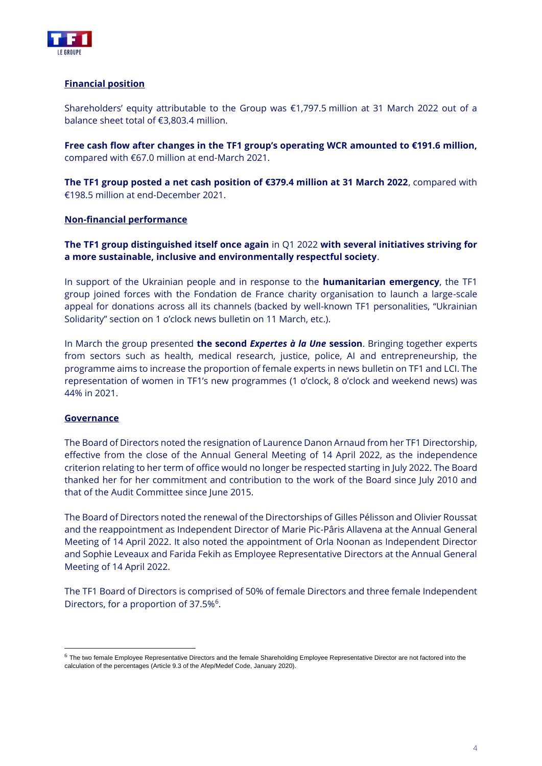**Financial position**

Shareholders' equity attributable to the Group was €1,797.5 million at 31 March 2022 out of a balance sheet total of €3,803.4 million.

**Free cash flow after changes in the TF1 group's operating WCR amounted to €191.6 million,** compared with €67.0 million at end-March 2021.

**The TF1 group posted a net cash position of €379.4 million at 31 March 2022**, compared with €198.5 million at end-December 2021.

**Non-financial performance**

**The TF1 group distinguished itself once again** in Q1 2022 **with several initiatives striving for a more sustainable, inclusive and environmentally respectful society**.

In support of the Ukrainian people and in response to the **humanitarian emergency**, the TF1 group joined forces with the Fondation de France charity organisation to launch a large-scale appeal for donations across all its channels (backed by well-known TF1 personalities, "Ukrainian Solidarity" section on 1 o'clock news bulletin on 11 March, etc.).

In March the group presented **the second *Expertes à la Une* session**. Bringing together experts from sectors such as health, medical research, justice, police, AI and entrepreneurship, the programme aims to increase the proportion of female experts in news bulletin on TF1 and LCI. The representation of women in TF1's new programmes (1 o'clock, 8 o'clock and weekend news) was 44% in 2021.

**Governance**

The Board of Directors noted the resignation of Laurence Danon Arnaud from her TF1 Directorship, effective from the close of the Annual General Meeting of 14 April 2022, as the independence criterion relating to her term of office would no longer be respected starting in July 2022. The Board thanked her for her commitment and contribution to the work of the Board since July 2010 and that of the Audit Committee since June 2015.

The Board of Directors noted the renewal of the Directorships of Gilles Pélisson and Olivier Roussat and the reappointment as Independent Director of Marie Pic-Pâris Allavena at the Annual General Meeting of 14 April 2022. It also noted the appointment of Orla Noonan as Independent Director and Sophie Leveaux and Farida Fekih as Employee Representative Directors at the Annual General Meeting of 14 April 2022.

The TF1 Board of Directors is comprised of 50% of female Directors and three female Independent Directors, for a proportion of 37.5%[6].

[6] The two female Employee Representative Directors and the female Shareholding Employee Representative Director are not factored into the calculation of the percentages (Article 9.3 of the Afep/Medef Code, January 2020).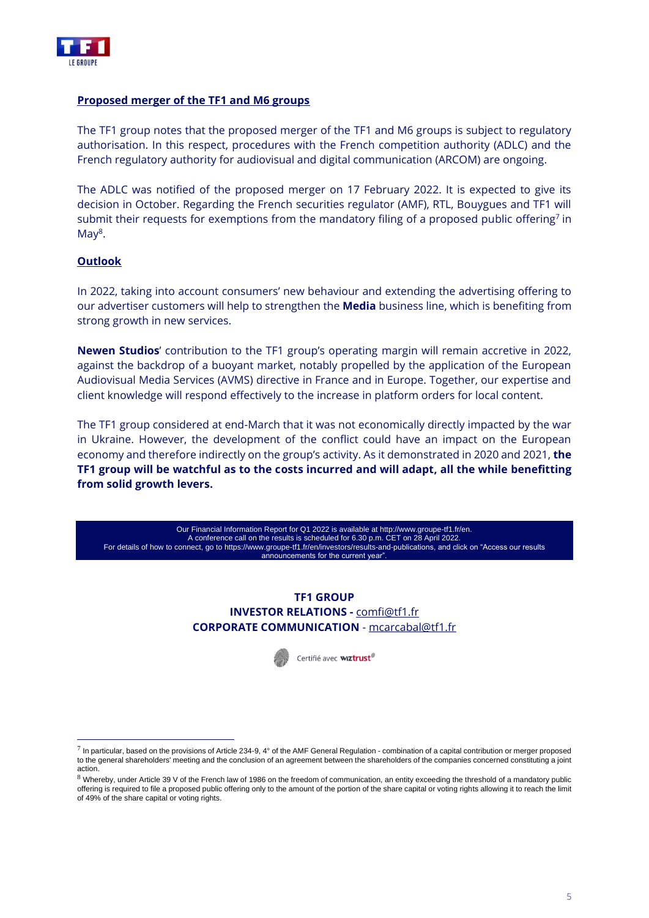## Proposed merger of the TF1 and M6 groups

The TF1 group notes that the proposed merger of the TF1 and M6 groups is subject to regulatory authorisation. In this respect, procedures with the French competition authority (ADLC) and the French regulatory authority for audiovisual and digital communication (ARCOM) are ongoing.

The ADLC was notified of the proposed merger on 17 February 2022. It is expected to give its decision in October. Regarding the French securities regulator (AMF), RTL, Bouygues and TF1 will submit their requests for exemptions from the mandatory filing of a proposed public offering[7] in May[8].

## Outlook

In 2022, taking into account consumers' new behaviour and extending the advertising offering to our advertiser customers will help to strengthen the **Media** business line, which is benefiting from strong growth in new services.

**Newen Studios**' contribution to the TF1 group's operating margin will remain accretive in 2022, against the backdrop of a buoyant market, notably propelled by the application of the European Audiovisual Media Services (AVMS) directive in France and in Europe. Together, our expertise and client knowledge will respond effectively to the increase in platform orders for local content.

The TF1 group considered at end-March that it was not economically directly impacted by the war in Ukraine. However, the development of the conflict could have an impact on the European economy and therefore indirectly on the group's activity. As it demonstrated in 2020 and 2021, **the TF1 group will be watchful as to the costs incurred and will adapt, all the while benefitting from solid growth levers.**

Our Financial Information Report for Q1 2022 is available at http://www.groupe-tf1.fr/en.
A conference call on the results is scheduled for 6.30 p.m. CET on 28 April 2022.
For details of how to connect, go to https://www.groupe-tf1.fr/en/investors/results-and-publications, and click on "Access our results announcements for the current year".

**TF1 GROUP**
**INVESTOR RELATIONS -** comfi@tf1.fr
**CORPORATE COMMUNICATION** - mcarcabal@tf1.fr

Certifié avec wiztrust

[7] In particular, based on the provisions of Article 234-9, 4° of the AMF General Regulation - combination of a capital contribution or merger proposed to the general shareholders' meeting and the conclusion of an agreement between the shareholders of the companies concerned constituting a joint action.

[8] Whereby, under Article 39 V of the French law of 1986 on the freedom of communication, an entity exceeding the threshold of a mandatory public offering is required to file a proposed public offering only to the amount of the portion of the share capital or voting rights allowing it to reach the limit of 49% of the share capital or voting rights.